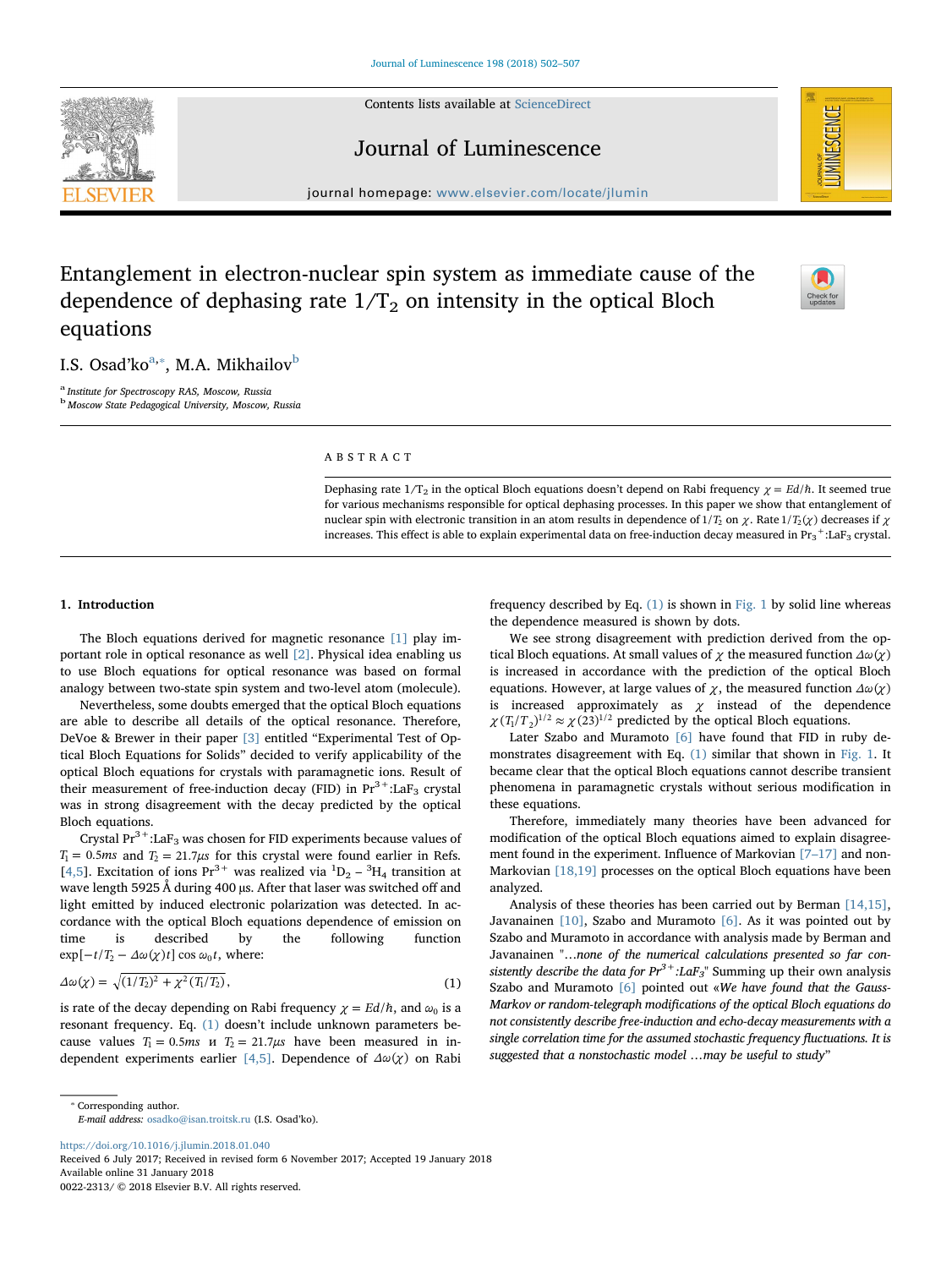# Entanglement in electron-nuclear spin system as immediate cause of the dependence of dephasing rate $1/T_2$ on intensity in the optical Bloch equations

I.S. Osad'ko[a,*], M.A. Mikhailov[b]

[a] Institute for Spectroscopy RAS, Moscow, Russia
[b] Moscow State Pedagogical University, Moscow, Russia

## ABSTRACT

Dephasing rate $1/T_2$ in the optical Bloch equations doesn't depend on Rabi frequency $\chi = Ed/\hbar$. It seemed true for various mechanisms responsible for optical dephasing processes. In this paper we show that entanglement of nuclear spin with electronic transition in an atom results in dependence of $1/T_2$ on $\chi$. Rate $1/T_2(\chi)$ decreases if $\chi$ increases. This effect is able to explain experimental data on free-induction decay measured in $Pr_3^+$:$LaF_3$ crystal.

## 1. Introduction

The Bloch equations derived for magnetic resonance [1] play important role in optical resonance as well [2]. Physical idea enabling us to use Bloch equations for optical resonance was based on formal analogy between two-state spin system and two-level atom (molecule).

Nevertheless, some doubts emerged that the optical Bloch equations are able to describe all details of the optical resonance. Therefore, DeVoe & Brewer in their paper [3] entitled "Experimental Test of Optical Bloch Equations for Solids" decided to verify applicability of the optical Bloch equations for crystals with paramagnetic ions. Result of their measurement of free-induction decay (FID) in $Pr^{3+}$:$LaF_3$ crystal was in strong disagreement with the decay predicted by the optical Bloch equations.

Crystal $Pr^{3+}$:$LaF_3$ was chosen for FID experiments because values of $T_1 = 0.5ms$ and $T_2 = 21.7\mu s$ for this crystal were found earlier in Refs. [4,5]. Excitation of ions $Pr^{3+}$ was realized via $^1D_2 - {}^3H_4$ transition at wave length 5925 Å during 400 µs. After that laser was switched off and light emitted by induced electronic polarization was detected. In accordance with the optical Bloch equations dependence of emission on time is described by the following function $\exp[-t/T_2 - \Delta\omega(\chi)t]\cos\omega_0 t$, where:

$$\Delta\omega(\chi) = \sqrt{(1/T_2)^2 + \chi^2(T_1/T_2)}, \tag{1}$$

is rate of the decay depending on Rabi frequency $\chi = Ed/\hbar$, and $\omega_0$ is a resonant frequency. Eq. (1) doesn't include unknown parameters because values $T_1 = 0.5ms$ и $T_2 = 21.7\mu s$ have been measured in independent experiments earlier [4,5]. Dependence of $\Delta\omega(\chi)$ on Rabi frequency described by Eq. (1) is shown in Fig. 1 by solid line whereas the dependence measured is shown by dots.

We see strong disagreement with prediction derived from the optical Bloch equations. At small values of $\chi$ the measured function $\Delta\omega(\chi)$ is increased in accordance with the prediction of the optical Bloch equations. However, at large values of $\chi$, the measured function $\Delta\omega(\chi)$ is increased approximately as $\chi$ instead of the dependence $\chi(T_1/T_2)^{1/2} \approx \chi(23)^{1/2}$ predicted by the optical Bloch equations.

Later Szabo and Muramoto [6] have found that FID in ruby demonstrates disagreement with Eq. (1) similar that shown in Fig. 1. It became clear that the optical Bloch equations cannot describe transient phenomena in paramagnetic crystals without serious modification in these equations.

Therefore, immediately many theories have been advanced for modification of the optical Bloch equations aimed to explain disagreement found in the experiment. Influence of Markovian [7–17] and non-Markovian [18,19] processes on the optical Bloch equations have been analyzed.

Analysis of these theories has been carried out by Berman [14,15], Javanainen [10], Szabo and Muramoto [6]. As it was pointed out by Szabo and Muramoto in accordance with analysis made by Berman and Javanainen "*...none of the numerical calculations presented so far consistently describe the data for $Pr^{3+}$:$LaF_3$*" Summing up their own analysis Szabo and Muramoto [6] pointed out «*We have found that the Gauss-Markov or random-telegraph modifications of the optical Bloch equations do not consistently describe free-induction and echo-decay measurements with a single correlation time for the assumed stochastic frequency fluctuations. It is suggested that a nonstochastic model ...may be useful to study*"

---

* Corresponding author.
*E-mail address:* osadko@isan.troitsk.ru (I.S. Osad'ko).

https://doi.org/10.1016/j.jlumin.2018.01.040
Received 6 July 2017; Received in revised form 6 November 2017; Accepted 19 January 2018
Available online 31 January 2018
0022-2313/ © 2018 Elsevier B.V. All rights reserved.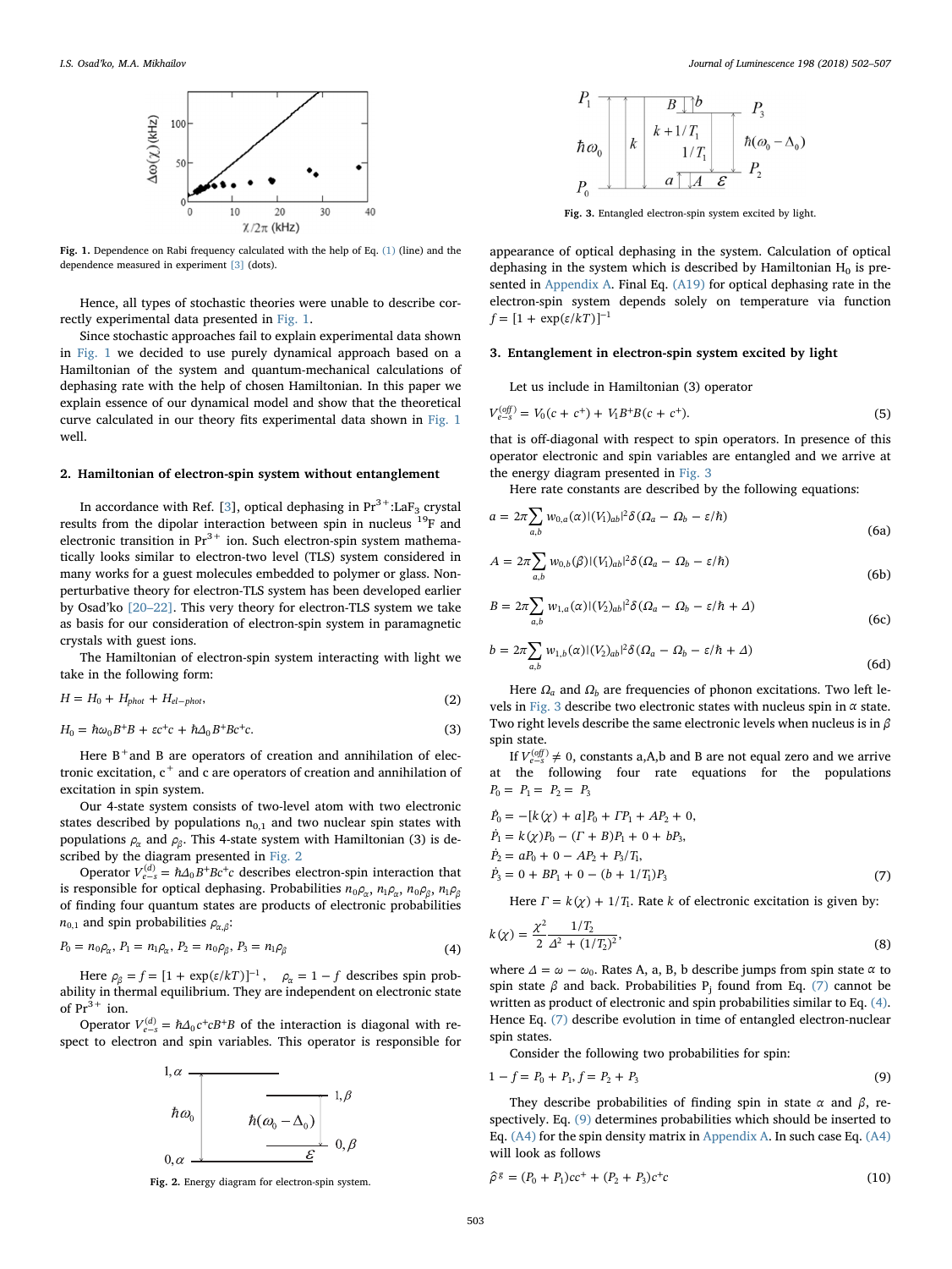Fig. 1. Dependence on Rabi frequency calculated with the help of Eq. (1) (line) and the dependence measured in experiment [3] (dots).

Hence, all types of stochastic theories were unable to describe correctly experimental data presented in Fig. 1.

Since stochastic approaches fail to explain experimental data shown in Fig. 1 we decided to use purely dynamical approach based on a Hamiltonian of the system and quantum-mechanical calculations of dephasing rate with the help of chosen Hamiltonian. In this paper we explain essence of our dynamical model and show that the theoretical curve calculated in our theory fits experimental data shown in Fig. 1 well.

## 2. Hamiltonian of electron-spin system without entanglement

In accordance with Ref. [3], optical dephasing in $Pr^{3+}$:$LaF_3$ crystal results from the dipolar interaction between spin in nucleus $^{19}F$ and electronic transition in $Pr^{3+}$ ion. Such electron-spin system mathematically looks similar to electron-two level (TLS) system considered in many works for a guest molecules embedded to polymer or glass. Non-perturbative theory for electron-TLS system has been developed earlier by Osad'ko [20–22]. This very theory for electron-TLS system we take as basis for our consideration of electron-spin system in paramagnetic crystals with guest ions.

The Hamiltonian of electron-spin system interacting with light we take in the following form:

$$H = H_0 + H_{phot} + H_{el-phot}, \tag{2}$$

$$H_0 = \hbar\omega_0 B^+B + \varepsilon c^+c + \hbar\Delta_0 B^+Bc^+c. \tag{3}$$

Here $B^+$ and $B$ are operators of creation and annihilation of electronic excitation, $c^+$ and $c$ are operators of creation and annihilation of excitation in spin system.

Our 4-state system consists of two-level atom with two electronic states described by populations $n_{0,1}$ and two nuclear spin states with populations $\rho_\alpha$ and $\rho_\beta$. This 4-state system with Hamiltonian (3) is described by the diagram presented in Fig. 2

Operator $V_{e-s}^{(d)} = \hbar\Delta_0 B^+Bc^+c$ describes electron-spin interaction that is responsible for optical dephasing. Probabilities $n_0\rho_\alpha$, $n_1\rho_\alpha$, $n_0\rho_\beta$, $n_1\rho_\beta$ of finding four quantum states are products of electronic probabilities $n_{0,1}$ and spin probabilities $\rho_{\alpha,\beta}$:

$$P_0 = n_0\rho_\alpha,\ P_1 = n_1\rho_\alpha,\ P_2 = n_0\rho_\beta,\ P_3 = n_1\rho_\beta \tag{4}$$

Here $\rho_\beta = f = [1 + \exp(\varepsilon/kT)]^{-1}$, $\rho_\alpha = 1 - f$ describes spin probability in thermal equilibrium. They are independent on electronic state of $Pr^{3+}$ ion.

Operator $V_{e-s}^{(d)} = \hbar\Delta_0 c^+cB^+B$ of the interaction is diagonal with respect to electron and spin variables. This operator is responsible for appearance of optical dephasing in the system. Calculation of optical dephasing in the system which is described by Hamiltonian $H_0$ is presented in Appendix A. Final Eq. (A19) for optical dephasing rate in the electron-spin system depends solely on temperature via function $f = [1 + \exp(\varepsilon/kT)]^{-1}$

Fig. 2. Energy diagram for electron-spin system.

## 3. Entanglement in electron-spin system excited by light

Let us include in Hamiltonian (3) operator

$$V_{e-s}^{(off)} = V_0(c + c^+) + V_1 B^+B(c + c^+). \tag{5}$$

that is off-diagonal with respect to spin operators. In presence of this operator electronic and spin variables are entangled and we arrive at the energy diagram presented in Fig. 3

Fig. 3. Entangled electron-spin system excited by light.

Here rate constants are described by the following equations:

$$a = 2\pi\sum_{a,b} w_{0,a}(\alpha)|(V_1)_{ab}|^2\delta(\Omega_a - \Omega_b - \varepsilon/\hbar) \tag{6a}$$

$$A = 2\pi\sum_{a,b} w_{0,b}(\beta)|(V_1)_{ab}|^2\delta(\Omega_a - \Omega_b - \varepsilon/\hbar) \tag{6b}$$

$$B = 2\pi\sum_{a,b} w_{1,a}(\alpha)|(V_2)_{ab}|^2\delta(\Omega_a - \Omega_b - \varepsilon/\hbar + \Delta) \tag{6c}$$

$$b = 2\pi\sum_{a,b} w_{1,b}(\alpha)|(V_2)_{ab}|^2\delta(\Omega_a - \Omega_b - \varepsilon/\hbar + \Delta) \tag{6d}$$

Here $\Omega_a$ and $\Omega_b$ are frequencies of phonon excitations. Two left levels in Fig. 3 describe two electronic states with nucleus spin in $\alpha$ state. Two right levels describe the same electronic levels when nucleus is in $\beta$ spin state.

If $V_{e-s}^{(off)} \neq 0$, constants a,A,b and B are not equal zero and we arrive at the following four rate equations for the populations $P_0 = P_1 = P_2 = P_3$

$$
\begin{aligned}
\dot{P}_0 &= -[k(\chi) + a]P_0 + \Gamma P_1 + AP_2 + 0, \\
\dot{P}_1 &= k(\chi)P_0 - (\Gamma + B)P_1 + 0 + bP_3, \\
\dot{P}_2 &= aP_0 + 0 - AP_2 + P_3/T_1, \\
\dot{P}_3 &= 0 + BP_1 + 0 - (b + 1/T_1)P_3
\end{aligned}
\tag{7}
$$

Here $\Gamma = k(\chi) + 1/T_1$. Rate $k$ of electronic excitation is given by:

$$k(\chi) = \frac{\chi^2}{2}\frac{1/T_2}{\Delta^2 + (1/T_2)^2}, \tag{8}$$

where $\Delta = \omega - \omega_0$. Rates A, a, B, b describe jumps from spin state $\alpha$ to spin state $\beta$ and back. Probabilities $P_j$ found from Eq. (7) cannot be written as product of electronic and spin probabilities similar to Eq. (4). Hence Eq. (7) describe evolution in time of entangled electron-nuclear spin states.

Consider the following two probabilities for spin:

$$1 - f = P_0 + P_1,\ f = P_2 + P_3 \tag{9}$$

They describe probabilities of finding spin in state $\alpha$ and $\beta$, respectively. Eq. (9) determines probabilities which should be inserted to Eq. (A4) for the spin density matrix in Appendix A. In such case Eq. (A4) will look as follows

$$\hat{\rho}^g = (P_0 + P_1)cc^+ + (P_2 + P_3)c^+c \tag{10}$$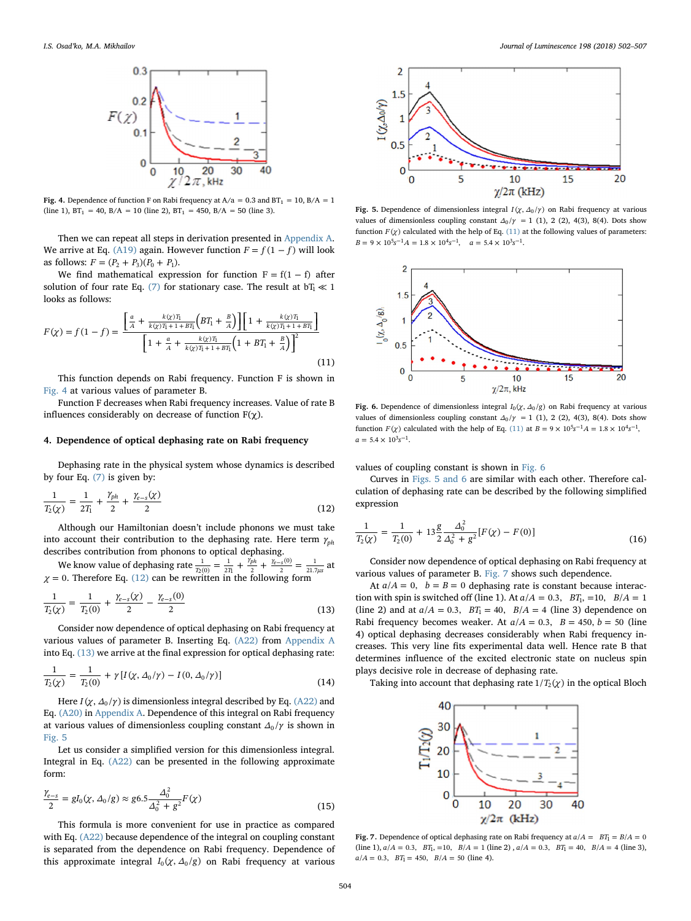Fig. 4. Dependence of function F on Rabi frequency at A/a = 0.3 and $BT_1$ = 10, B/A = 1 (line 1), $BT_1$ = 40, B/A = 10 (line 2), $BT_1$ = 450, B/A = 50 (line 3).

Then we can repeat all steps in derivation presented in Appendix A. We arrive at Eq. (A19) again. However function $F = f(1-f)$ will look as follows: $F = (P_2 + P_3)(P_0 + P_1)$.

We find mathematical expression for function $F = f(1-f)$ after solution of four rate Eq. (7) for stationary case. The result at $bT_1 \ll 1$ looks as follows:

$$F(\chi) = f(1-f) = \frac{\left[\frac{a}{A} + \frac{k(\chi)T_1}{k(\chi)T_1 + 1 + BT_1}\left(BT_1 + \frac{B}{A}\right)\right]\left[1 + \frac{k(\chi)T_1}{k(\chi)T_1 + 1 + BT_1}\right]}{\left[1 + \frac{a}{A} + \frac{k(\chi)T_1}{k(\chi)T_1 + 1 + BT_1}\left(1 + BT_1 + \frac{B}{A}\right)\right]^2} \tag{11}$$

This function depends on Rabi frequency. Function F is shown in Fig. 4 at various values of parameter B.

Function F decreases when Rabi frequency increases. Value of rate B influences considerably on decrease of function $F(\chi)$.

## 4. Dependence of optical dephasing rate on Rabi frequency

Dephasing rate in the physical system whose dynamics is described by four Eq. (7) is given by:

$$\frac{1}{T_2(\chi)} = \frac{1}{2T_1} + \frac{\gamma_{ph}}{2} + \frac{\gamma_{e-s}(\chi)}{2} \tag{12}$$

Although our Hamiltonian doesn't include phonons we must take into account their contribution to the dephasing rate. Here term $\gamma_{ph}$ describes contribution from phonons to optical dephasing.

We know value of dephasing rate $\frac{1}{T_2(0)} = \frac{1}{2T_1} + \frac{\gamma_{ph}}{2} + \frac{\gamma_{e-s}(0)}{2} = \frac{1}{21.7\mu s}$ at $\chi = 0$. Therefore Eq. (12) can be rewritten in the following form

$$\frac{1}{T_2(\chi)} = \frac{1}{T_2(0)} + \frac{\gamma_{e-s}(\chi)}{2} - \frac{\gamma_{e-s}(0)}{2} \tag{13}$$

Consider now dependence of optical dephasing on Rabi frequency at various values of parameter B. Inserting Eq. (A22) from Appendix A into Eq. (13) we arrive at the final expression for optical dephasing rate:

$$\frac{1}{T_2(\chi)} = \frac{1}{T_2(0)} + \gamma\left[I(\chi, \Delta_0/\gamma) - I(0, \Delta_0/\gamma)\right] \tag{14}$$

Here $I(\chi, \Delta_0/\gamma)$ is dimensionless integral described by Eq. (A22) and Eq. (A20) in Appendix A. Dependence of this integral on Rabi frequency at various values of dimensionless coupling constant $\Delta_0/\gamma$ is shown in Fig. 5

Let us consider a simplified version for this dimensionless integral. Integral in Eq. (A22) can be presented in the following approximate form:

$$\frac{\gamma_{e-s}}{2} = gI_0(\chi, \Delta_0/g) \approx g6.5\frac{\Delta_0^2}{\Delta_0^2 + g^2}F(\chi) \tag{15}$$

This formula is more convenient for use in practice as compared with Eq. (A22) because dependence of the integral on coupling constant is separated from the dependence on Rabi frequency. Dependence of this approximate integral $I_0(\chi, \Delta_0/g)$ on Rabi frequency at various values of coupling constant is shown in Fig. 6

Fig. 5. Dependence of dimensionless integral $I(\chi, \Delta_0/\gamma)$ on Rabi frequency at various values of dimensionless coupling constant $\Delta_0/\gamma$ = 1 (1), 2 (2), 4(3), 8(4). Dots show function $F(\chi)$ calculated with the help of Eq. (11) at the following values of parameters: $B = 9 \times 10^5 s^{-1} A = 1.8 \times 10^4 s^{-1}$, $a = 5.4 \times 10^3 s^{-1}$.

Fig. 6. Dependence of dimensionless integral $I_0(\chi, \Delta_0/g)$ on Rabi frequency at various values of dimensionless coupling constant $\Delta_0/\gamma$ = 1 (1), 2 (2), 4(3), 8(4). Dots show function $F(\chi)$ calculated with the help of Eq. (11) at $B = 9 \times 10^5 s^{-1} A = 1.8 \times 10^4 s^{-1}$, $a = 5.4 \times 10^3 s^{-1}$.

Curves in Figs. 5 and 6 are similar with each other. Therefore calculation of dephasing rate can be described by the following simplified expression

$$\frac{1}{T_2(\chi)} = \frac{1}{T_2(0)} + 13\frac{g}{2}\frac{\Delta_0^2}{\Delta_0^2 + g^2}\left[F(\chi) - F(0)\right] \tag{16}$$

Consider now dependence of optical dephasing on Rabi frequency at various values of parameter B. Fig. 7 shows such dependence.

At $a/A = 0$, $b = B = 0$ dephasing rate is constant because interaction with spin is switched off (line 1). At $a/A = 0.3$, $BT_1$ =10, $B/A = 1$ (line 2) and at $a/A = 0.3$, $BT_1 = 40$, $B/A = 4$ (line 3) dependence on Rabi frequency becomes weaker. At $a/A = 0.3$, $B = 450$, $b = 50$ (line 4) optical dephasing decreases considerably when Rabi frequency increases. This very line fits experimental data well. Hence rate B that determines influence of the excited electronic state on nucleus spin plays decisive role in decrease of dephasing rate.

Taking into account that dephasing rate $1/T_2(\chi)$ in the optical Bloch

Fig. 7. Dependence of optical dephasing rate on Rabi frequency at $a/A = BT_1 = B/A = 0$ (line 1), $a/A = 0.3$, $BT_1$ =10, $B/A = 1$ (line 2) , $a/A = 0.3$, $BT_1 = 40$, $B/A = 4$ (line 3), $a/A = 0.3$, $BT_1 = 450$, $B/A = 50$ (line 4).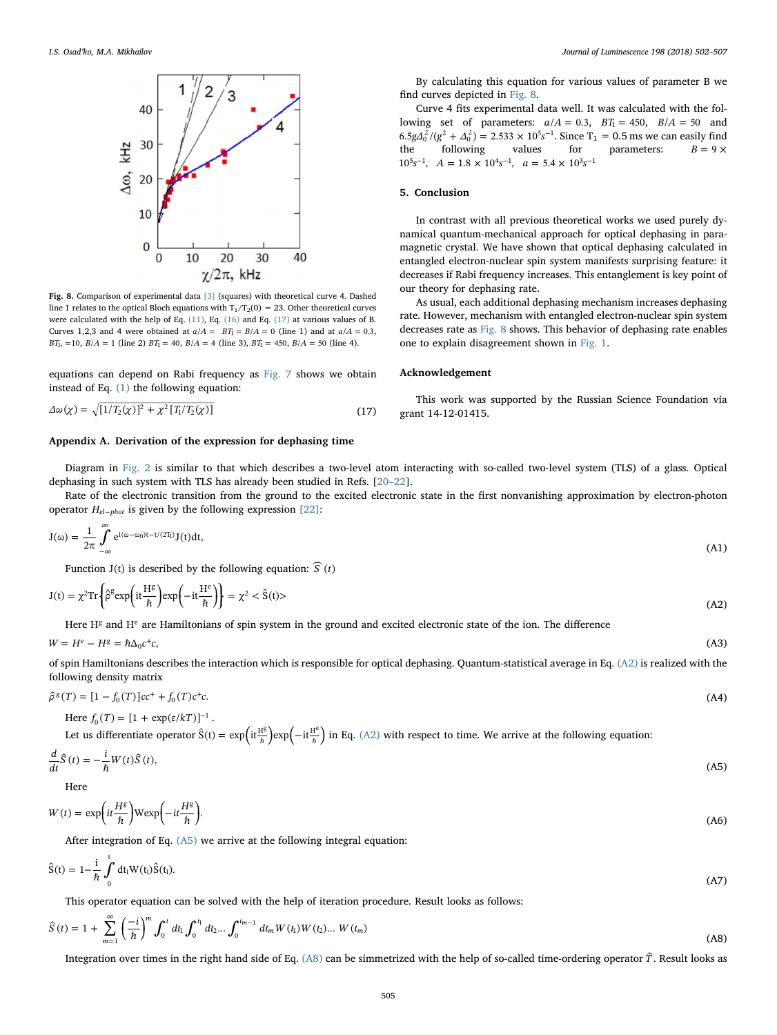Fig. 8. Comparison of experimental data [3] (squares) with theoretical curve 4. Dashed line 1 relates to the optical Bloch equations with $T_1/T_2(0) = 23$. Other theoretical curves were calculated with the help of Eq. (11), Eq. (16) and Eq. (17) at various values of B. Curves 1,2,3 and 4 were obtained at $a/A = BT_1 = B/A = 0$ (line 1) and at $a/A = 0.3$, $BT_1 = 10$, $B/A = 1$ (line 2) $BT_1 = 40$, $B/A = 4$ (line 3), $BT_1 = 450$, $B/A = 50$ (line 4).

equations can depend on Rabi frequency as Fig. 7 shows we obtain instead of Eq. (1) the following equation:

$$\Delta\omega(\chi) = \sqrt{[1/T_2(\chi)]^2 + \chi^2 [T_1/T_2(\chi)]} \tag{17}$$

By calculating this equation for various values of parameter B we find curves depicted in Fig. 8.

Curve 4 fits experimental data well. It was calculated with the following set of parameters: $a/A = 0.3$, $BT_1 = 450$, $B/A = 50$ and $6.5g\Delta_0^2/(g^2 + \Delta_0^2) = 2.533 \times 10^5 s^{-1}$. Since $T_1 = 0.5$ ms we can easily find the following values for parameters: $B = 9 \times 10^5 s^{-1}$, $A = 1.8 \times 10^4 s^{-1}$, $a = 5.4 \times 10^3 s^{-1}$

## 5. Conclusion

In contrast with all previous theoretical works we used purely dynamical quantum-mechanical approach for optical dephasing in paramagnetic crystal. We have shown that optical dephasing calculated in entangled electron-nuclear spin system manifests surprising feature: it decreases if Rabi frequency increases. This entanglement is key point of our theory for dephasing rate.

As usual, each additional dephasing mechanism increases dephasing rate. However, mechanism with entangled electron-nuclear spin system decreases rate as Fig. 8 shows. This behavior of dephasing rate enables one to explain disagreement shown in Fig. 1.

## Acknowledgement

This work was supported by the Russian Science Foundation via grant 14-12-01415.

## Appendix A. Derivation of the expression for dephasing time

Diagram in Fig. 2 is similar to that which describes a two-level atom interacting with so-called two-level system (TLS) of a glass. Optical dephasing in such system with TLS has already been studied in Refs. [20–22].

Rate of the electronic transition from the ground to the excited electronic state in the first nonvanishing approximation by electron-photon operator $H_{el-phot}$ is given by the following expression [22]:

$$J(\omega) = \frac{1}{2\pi}\int_{-\infty}^{\infty} e^{i(\omega-\omega_0)t - t/(2T_1)} J(t)dt, \tag{A1}$$

Function J(t) is described by the following equation: $\hat{S}(t)$

$$J(t) = \chi^2 \mathrm{Tr}\left\{\hat{\rho}^g \exp\left(it\frac{H^g}{\hbar}\right)\exp\left(-it\frac{H^e}{\hbar}\right)\right\} = \chi^2 < \hat{S}(t)> \tag{A2}$$

Here $H^g$ and $H^e$ are Hamiltonians of spin system in the ground and excited electronic state of the ion. The difference

$$W = H^e - H^g = \hbar\Delta_0 c^+ c, \tag{A3}$$

of spin Hamiltonians describes the interaction which is responsible for optical dephasing. Quantum-statistical average in Eq. (A2) is realized with the following density matrix

$$\hat{\rho}^g(T) = [1 - f_0(T)]cc^+ + f_0(T)c^+c. \tag{A4}$$

Here $f_0(T) = [1 + \exp(\varepsilon/kT)]^{-1}$.

Let us differentiate operator $\hat{S}(t) = \exp\left(it\frac{H^g}{\hbar}\right)\exp\left(-it\frac{H^e}{\hbar}\right)$ in Eq. (A2) with respect to time. We arrive at the following equation:

$$\frac{d}{dt}\hat{S}(t) = -\frac{i}{\hbar}W(t)\hat{S}(t), \tag{A5}$$

Here

$$W(t) = \exp\left(it\frac{H^g}{\hbar}\right)W\exp\left(-it\frac{H^g}{\hbar}\right). \tag{A6}$$

After integration of Eq. (A5) we arrive at the following integral equation:

$$\hat{S}(t) = 1 - \frac{i}{\hbar}\int_0^t dt_1 W(t_1)\hat{S}(t_1). \tag{A7}$$

This operator equation can be solved with the help of iteration procedure. Result looks as follows:

$$\hat{S}(t) = 1 + \sum_{m=1}^{\infty}\left(\frac{-i}{\hbar}\right)^m \int_0^t dt_1 \int_0^{t_1} dt_2 \ldots \int_0^{t_{m-1}} dt_m W(t_1)W(t_2)\ldots W(t_m) \tag{A8}$$

Integration over times in the right hand side of Eq. (A8) can be simmetrized with the help of so-called time-ordering operator $\hat{T}$. Result looks as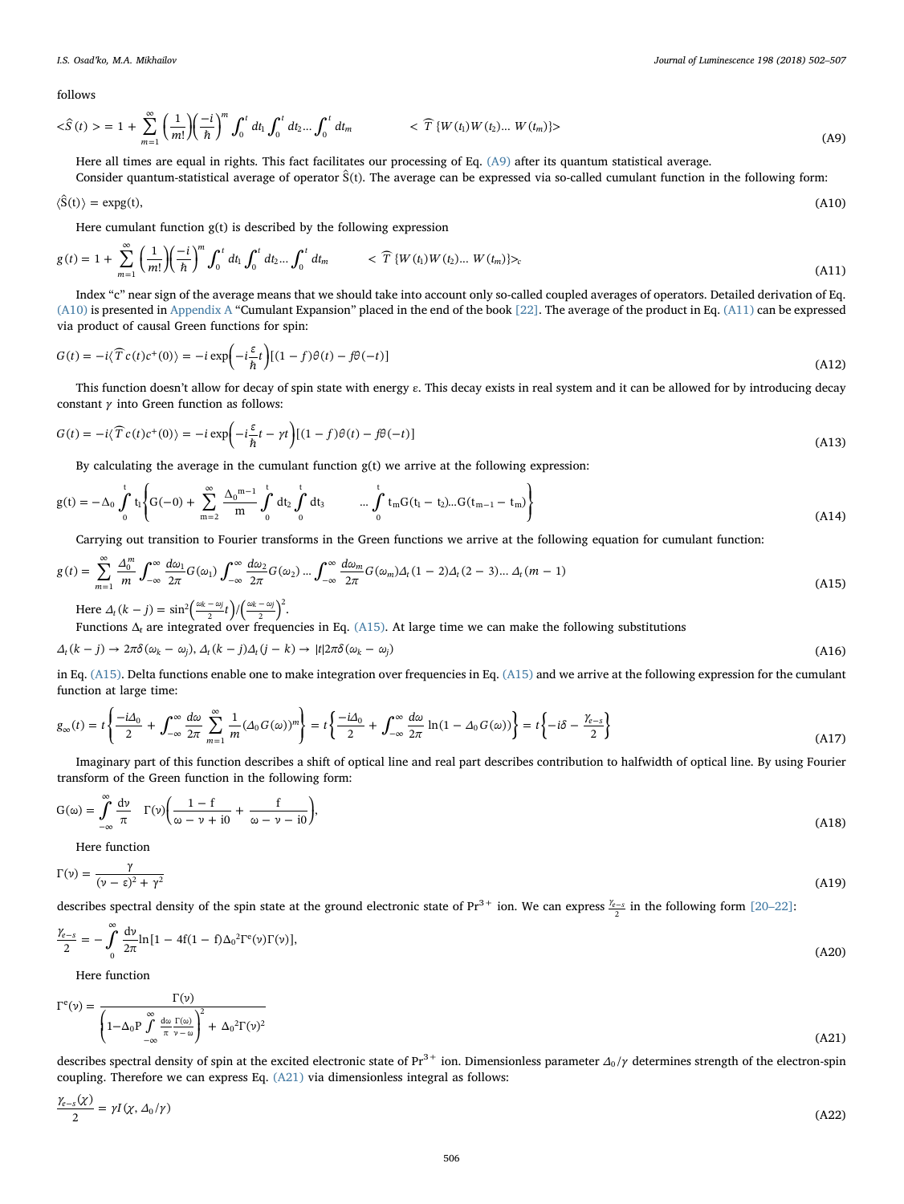follows

$$<\hat{S}(t)> = 1 + \sum_{m=1}^{\infty}\left(\frac{1}{m!}\right)\left(\frac{-i}{\hbar}\right)^m \int_0^t dt_1 \int_0^t dt_2 ... \int_0^t dt_m \qquad < \widehat{T}\{W(t_1)W(t_2)... W(t_m)\}> \tag{A9}$$

Here all times are equal in rights. This fact facilitates our processing of Eq. (A9) after its quantum statistical average.

Consider quantum-statistical average of operator $\hat{S}(t)$. The average can be expressed via so-called cumulant function in the following form:

$$\langle \hat{S}(t)\rangle = \exp g(t), \tag{A10}$$

Here cumulant function g(t) is described by the following expression

$$g(t) = 1 + \sum_{m=1}^{\infty}\left(\frac{1}{m!}\right)\left(\frac{-i}{\hbar}\right)^m \int_0^t dt_1 \int_0^t dt_2 ... \int_0^t dt_m \qquad < \widehat{T}\{W(t_1)W(t_2)... W(t_m)\}>_c \tag{A11}$$

Index "c" near sign of the average means that we should take into account only so-called coupled averages of operators. Detailed derivation of Eq. (A10) is presented in Appendix A "Cumulant Expansion" placed in the end of the book [22]. The average of the product in Eq. (A11) can be expressed via product of causal Green functions for spin:

$$G(t) = -i\langle \widehat{T} c(t)c^{+}(0)\rangle = -i\exp\left(-i\frac{\varepsilon}{\hbar}t\right)[(1-f)\theta(t) - f\theta(-t)] \tag{A12}$$

This function doesn't allow for decay of spin state with energy ε. This decay exists in real system and it can be allowed for by introducing decay constant $\gamma$ into Green function as follows:

$$G(t) = -i\langle \widehat{T} c(t)c^{+}(0)\rangle = -i\exp\left(-i\frac{\varepsilon}{\hbar}t - \gamma t\right)[(1-f)\theta(t) - f\theta(-t)] \tag{A13}$$

By calculating the average in the cumulant function g(t) we arrive at the following expression:

$$g(t) = -\Delta_0 \int_0^t t_1\left\{G(-0) + \sum_{m=2}^{\infty}\frac{\Delta_0^{m-1}}{m}\int_0^t dt_2 \int_0^t dt_3 \qquad ... \int_0^t t_m G(t_1-t_2)...G(t_{m-1}-t_m)\right\} \tag{A14}$$

Carrying out transition to Fourier transforms in the Green functions we arrive at the following equation for cumulant function:

$$g(t) = \sum_{m=1}^{\infty}\frac{\Delta_0^m}{m}\int_{-\infty}^{\infty}\frac{d\omega_1}{2\pi}G(\omega_1)\int_{-\infty}^{\infty}\frac{d\omega_2}{2\pi}G(\omega_2)...\int_{-\infty}^{\infty}\frac{d\omega_m}{2\pi}G(\omega_m)\Delta_t(1-2)\Delta_t(2-3)...\Delta_t(m-1) \tag{A15}$$

Here $\Delta_t(k-j) = \sin^2\left(\frac{\omega_k-\omega_j}{2}t\right)/\left(\frac{\omega_k-\omega_j}{2}\right)^2$.

Functions $\Delta_t$ are integrated over frequencies in Eq. (A15). At large time we can make the following substitutions

$$\Delta_t(k-j) \to 2\pi\delta(\omega_k-\omega_j),\ \Delta_t(k-j)\Delta_t(j-k) \to |t|2\pi\delta(\omega_k-\omega_j) \tag{A16}$$

in Eq. (A15). Delta functions enable one to make integration over frequencies in Eq. (A15) and we arrive at the following expression for the cumulant function at large time:

$$g_\infty(t) = t\left\{\frac{-i\Delta_0}{2} + \int_{-\infty}^{\infty}\frac{d\omega}{2\pi}\sum_{m=1}^{\infty}\frac{1}{m}(\Delta_0 G(\omega))^m\right\} = t\left\{\frac{-i\Delta_0}{2} + \int_{-\infty}^{\infty}\frac{d\omega}{2\pi}\ln(1-\Delta_0 G(\omega))\right\} = t\left\{-i\delta - \frac{\gamma_{e-s}}{2}\right\} \tag{A17}$$

Imaginary part of this function describes a shift of optical line and real part describes contribution to halfwidth of optical line. By using Fourier transform of the Green function in the following form:

$$G(\omega) = \int_{-\infty}^{\infty}\frac{d\nu}{\pi}\quad \Gamma(\nu)\left(\frac{1-f}{\omega-\nu+i0} + \frac{f}{\omega-\nu-i0}\right), \tag{A18}$$

Here function

$$\Gamma(\nu) = \frac{\gamma}{(\nu-\varepsilon)^2+\gamma^2} \tag{A19}$$

describes spectral density of the spin state at the ground electronic state of $Pr^{3+}$ ion. We can express $\frac{\gamma_{e-s}}{2}$ in the following form [20–22]:

$$\frac{\gamma_{e-s}}{2} = -\int_0^{\infty}\frac{d\nu}{2\pi}\ln[1-4f(1-f)\Delta_0^2\Gamma^e(\nu)\Gamma(\nu)], \tag{A20}$$

Here function

$$\Gamma^e(\nu) = \frac{\Gamma(\nu)}{\left(1-\Delta_0 P\int_{-\infty}^{\infty}\frac{d\omega}{\pi}\frac{\Gamma(\omega)}{\nu-\omega}\right)^2 + \Delta_0^2\Gamma(\nu)^2} \tag{A21}$$

describes spectral density of spin at the excited electronic state of $Pr^{3+}$ ion. Dimensionless parameter $\Delta_0/\gamma$ determines strength of the electron-spin coupling. Therefore we can express Eq. (A21) via dimensionless integral as follows:

$$\frac{\gamma_{e-s}(\chi)}{2} = \gamma I(\chi, \Delta_0/\gamma) \tag{A22}$$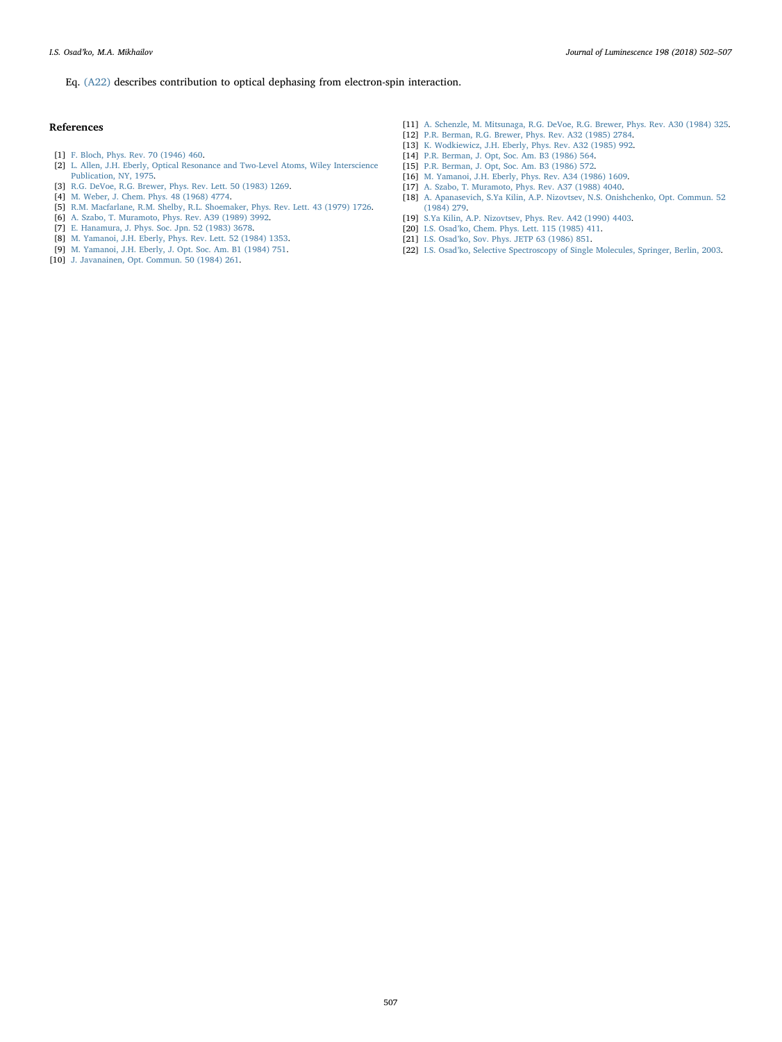Eq. (A22) describes contribution to optical dephasing from electron-spin interaction.

## References

[1] F. Bloch, Phys. Rev. 70 (1946) 460.
[2] L. Allen, J.H. Eberly, Optical Resonance and Two-Level Atoms, Wiley Interscience Publication, NY, 1975.
[3] R.G. DeVoe, R.G. Brewer, Phys. Rev. Lett. 50 (1983) 1269.
[4] M. Weber, J. Chem. Phys. 48 (1968) 4774.
[5] R.M. Macfarlane, R.M. Shelby, R.L. Shoemaker, Phys. Rev. Lett. 43 (1979) 1726.
[6] A. Szabo, T. Muramoto, Phys. Rev. A39 (1989) 3992.
[7] E. Hanamura, J. Phys. Soc. Jpn. 52 (1983) 3678.
[8] M. Yamanoi, J.H. Eberly, Phys. Rev. Lett. 52 (1984) 1353.
[9] M. Yamanoi, J.H. Eberly, J. Opt. Soc. Am. B1 (1984) 751.
[10] J. Javanainen, Opt. Commun. 50 (1984) 261.
[11] A. Schenzle, M. Mitsunaga, R.G. DeVoe, R.G. Brewer, Phys. Rev. A30 (1984) 325.
[12] P.R. Berman, R.G. Brewer, Phys. Rev. A32 (1985) 2784.
[13] K. Wodkiewicz, J.H. Eberly, Phys. Rev. A32 (1985) 992.
[14] P.R. Berman, J. Opt, Soc. Am. B3 (1986) 564.
[15] P.R. Berman, J. Opt, Soc. Am. B3 (1986) 572.
[16] M. Yamanoi, J.H. Eberly, Phys. Rev. A34 (1986) 1609.
[17] A. Szabo, T. Muramoto, Phys. Rev. A37 (1988) 4040.
[18] A. Apanasevich, S.Ya Kilin, A.P. Nizovtsev, N.S. Onishchenko, Opt. Commun. 52 (1984) 279.
[19] S.Ya Kilin, A.P. Nizovtsev, Phys. Rev. A42 (1990) 4403.
[20] I.S. Osad'ko, Chem. Phys. Lett. 115 (1985) 411.
[21] I.S. Osad'ko, Sov. Phys. JETP 63 (1986) 851.
[22] I.S. Osad'ko, Selective Spectroscopy of Single Molecules, Springer, Berlin, 2003.